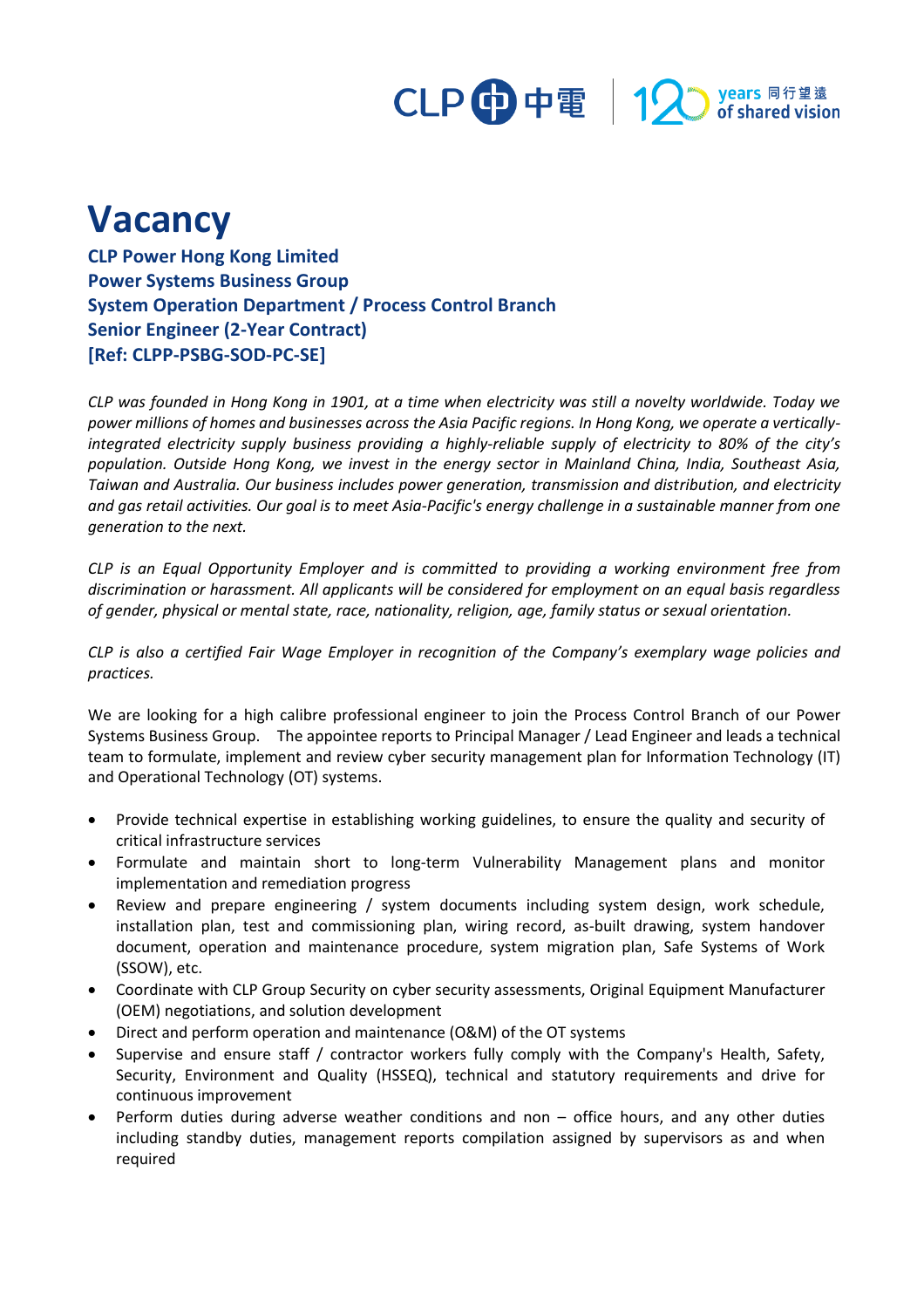# Vacancy

**CLP Power Hong Kong Limited**
**Power Systems Business Group**
**System Operation Department / Process Control Branch**
**Senior Engineer (2-Year Contract)**
**[Ref: CLPP-PSBG-SOD-PC-SE]**

*CLP was founded in Hong Kong in 1901, at a time when electricity was still a novelty worldwide. Today we power millions of homes and businesses across the Asia Pacific regions. In Hong Kong, we operate a vertically-integrated electricity supply business providing a highly-reliable supply of electricity to 80% of the city's population. Outside Hong Kong, we invest in the energy sector in Mainland China, India, Southeast Asia, Taiwan and Australia. Our business includes power generation, transmission and distribution, and electricity and gas retail activities. Our goal is to meet Asia-Pacific's energy challenge in a sustainable manner from one generation to the next.*

*CLP is an Equal Opportunity Employer and is committed to providing a working environment free from discrimination or harassment. All applicants will be considered for employment on an equal basis regardless of gender, physical or mental state, race, nationality, religion, age, family status or sexual orientation.*

*CLP is also a certified Fair Wage Employer in recognition of the Company's exemplary wage policies and practices.*

We are looking for a high calibre professional engineer to join the Process Control Branch of our Power Systems Business Group. The appointee reports to Principal Manager / Lead Engineer and leads a technical team to formulate, implement and review cyber security management plan for Information Technology (IT) and Operational Technology (OT) systems.

- Provide technical expertise in establishing working guidelines, to ensure the quality and security of critical infrastructure services
- Formulate and maintain short to long-term Vulnerability Management plans and monitor implementation and remediation progress
- Review and prepare engineering / system documents including system design, work schedule, installation plan, test and commissioning plan, wiring record, as-built drawing, system handover document, operation and maintenance procedure, system migration plan, Safe Systems of Work (SSOW), etc.
- Coordinate with CLP Group Security on cyber security assessments, Original Equipment Manufacturer (OEM) negotiations, and solution development
- Direct and perform operation and maintenance (O&M) of the OT systems
- Supervise and ensure staff / contractor workers fully comply with the Company's Health, Safety, Security, Environment and Quality (HSSEQ), technical and statutory requirements and drive for continuous improvement
- Perform duties during adverse weather conditions and non – office hours, and any other duties including standby duties, management reports compilation assigned by supervisors as and when required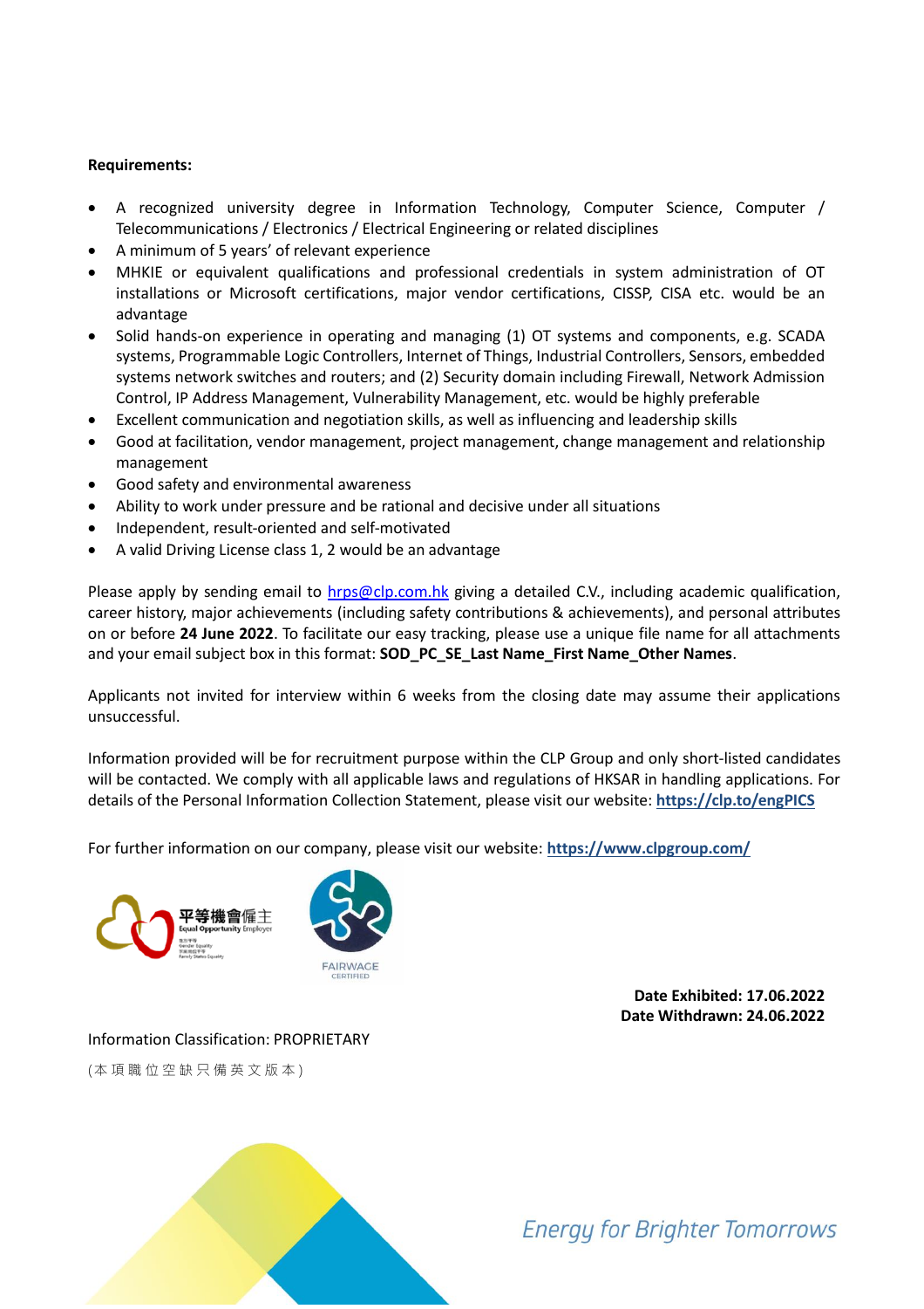**Requirements:**

- A recognized university degree in Information Technology, Computer Science, Computer / Telecommunications / Electronics / Electrical Engineering or related disciplines
- A minimum of 5 years' of relevant experience
- MHKIE or equivalent qualifications and professional credentials in system administration of OT installations or Microsoft certifications, major vendor certifications, CISSP, CISA etc. would be an advantage
- Solid hands-on experience in operating and managing (1) OT systems and components, e.g. SCADA systems, Programmable Logic Controllers, Internet of Things, Industrial Controllers, Sensors, embedded systems network switches and routers; and (2) Security domain including Firewall, Network Admission Control, IP Address Management, Vulnerability Management, etc. would be highly preferable
- Excellent communication and negotiation skills, as well as influencing and leadership skills
- Good at facilitation, vendor management, project management, change management and relationship management
- Good safety and environmental awareness
- Ability to work under pressure and be rational and decisive under all situations
- Independent, result-oriented and self-motivated
- A valid Driving License class 1, 2 would be an advantage

Please apply by sending email to hrps@clp.com.hk giving a detailed C.V., including academic qualification, career history, major achievements (including safety contributions & achievements), and personal attributes on or before **24 June 2022**. To facilitate our easy tracking, please use a unique file name for all attachments and your email subject box in this format: **SOD_PC_SE_Last Name_First Name_Other Names**.

Applicants not invited for interview within 6 weeks from the closing date may assume their applications unsuccessful.

Information provided will be for recruitment purpose within the CLP Group and only short-listed candidates will be contacted. We comply with all applicable laws and regulations of HKSAR in handling applications. For details of the Personal Information Collection Statement, please visit our website: **https://clp.to/engPICS**

For further information on our company, please visit our website: **https://www.clpgroup.com/**

平等機會僱主 Equal Opportunity Employer

FAIRWAGE CERTIFIED

**Date Exhibited: 17.06.2022**
**Date Withdrawn: 24.06.2022**

Information Classification: PROPRIETARY

(本項職位空缺只備英文版本)

*Energy for Brighter Tomorrows*